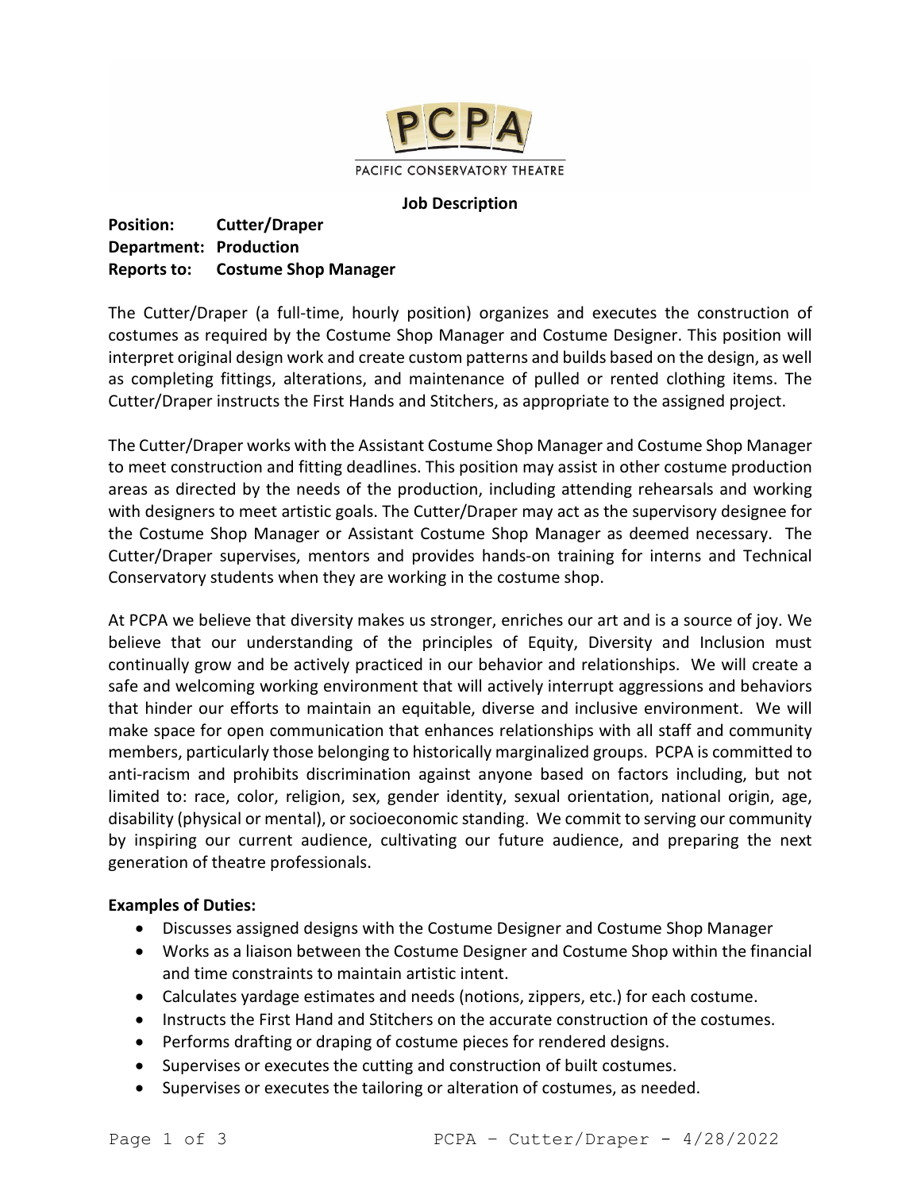PCPA

PACIFIC CONSERVATORY THEATRE

**Job Description**

**Position:** **Cutter/Draper**
**Department:** **Production**
**Reports to:** **Costume Shop Manager**

The Cutter/Draper (a full-time, hourly position) organizes and executes the construction of costumes as required by the Costume Shop Manager and Costume Designer. This position will interpret original design work and create custom patterns and builds based on the design, as well as completing fittings, alterations, and maintenance of pulled or rented clothing items. The Cutter/Draper instructs the First Hands and Stitchers, as appropriate to the assigned project.

The Cutter/Draper works with the Assistant Costume Shop Manager and Costume Shop Manager to meet construction and fitting deadlines. This position may assist in other costume production areas as directed by the needs of the production, including attending rehearsals and working with designers to meet artistic goals. The Cutter/Draper may act as the supervisory designee for the Costume Shop Manager or Assistant Costume Shop Manager as deemed necessary. The Cutter/Draper supervises, mentors and provides hands-on training for interns and Technical Conservatory students when they are working in the costume shop.

At PCPA we believe that diversity makes us stronger, enriches our art and is a source of joy. We believe that our understanding of the principles of Equity, Diversity and Inclusion must continually grow and be actively practiced in our behavior and relationships. We will create a safe and welcoming working environment that will actively interrupt aggressions and behaviors that hinder our efforts to maintain an equitable, diverse and inclusive environment. We will make space for open communication that enhances relationships with all staff and community members, particularly those belonging to historically marginalized groups. PCPA is committed to anti-racism and prohibits discrimination against anyone based on factors including, but not limited to: race, color, religion, sex, gender identity, sexual orientation, national origin, age, disability (physical or mental), or socioeconomic standing. We commit to serving our community by inspiring our current audience, cultivating our future audience, and preparing the next generation of theatre professionals.

**Examples of Duties:**

- Discusses assigned designs with the Costume Designer and Costume Shop Manager
- Works as a liaison between the Costume Designer and Costume Shop within the financial and time constraints to maintain artistic intent.
- Calculates yardage estimates and needs (notions, zippers, etc.) for each costume.
- Instructs the First Hand and Stitchers on the accurate construction of the costumes.
- Performs drafting or draping of costume pieces for rendered designs.
- Supervises or executes the cutting and construction of built costumes.
- Supervises or executes the tailoring or alteration of costumes, as needed.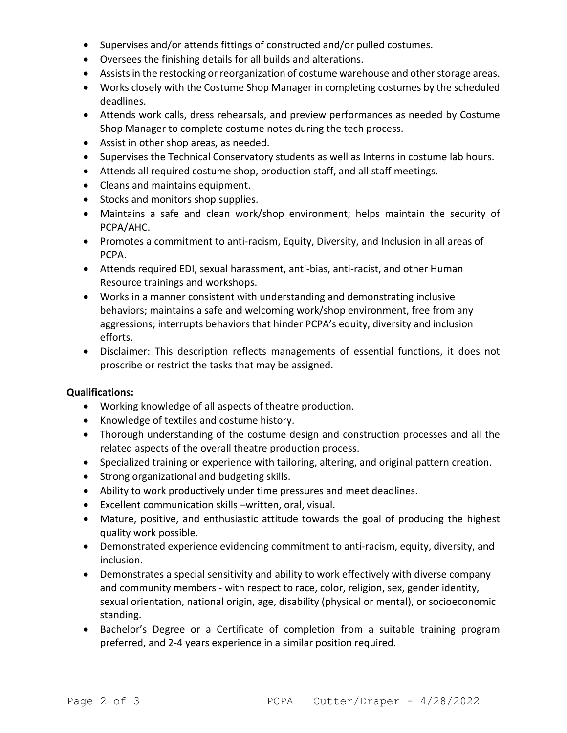- Supervises and/or attends fittings of constructed and/or pulled costumes.
- Oversees the finishing details for all builds and alterations.
- Assists in the restocking or reorganization of costume warehouse and other storage areas.
- Works closely with the Costume Shop Manager in completing costumes by the scheduled deadlines.
- Attends work calls, dress rehearsals, and preview performances as needed by Costume Shop Manager to complete costume notes during the tech process.
- Assist in other shop areas, as needed.
- Supervises the Technical Conservatory students as well as Interns in costume lab hours.
- Attends all required costume shop, production staff, and all staff meetings.
- Cleans and maintains equipment.
- Stocks and monitors shop supplies.
- Maintains a safe and clean work/shop environment; helps maintain the security of PCPA/AHC.
- Promotes a commitment to anti-racism, Equity, Diversity, and Inclusion in all areas of PCPA.
- Attends required EDI, sexual harassment, anti-bias, anti-racist, and other Human Resource trainings and workshops.
- Works in a manner consistent with understanding and demonstrating inclusive behaviors; maintains a safe and welcoming work/shop environment, free from any aggressions; interrupts behaviors that hinder PCPA's equity, diversity and inclusion efforts.
- Disclaimer: This description reflects managements of essential functions, it does not proscribe or restrict the tasks that may be assigned.

**Qualifications:**

- Working knowledge of all aspects of theatre production.
- Knowledge of textiles and costume history.
- Thorough understanding of the costume design and construction processes and all the related aspects of the overall theatre production process.
- Specialized training or experience with tailoring, altering, and original pattern creation.
- Strong organizational and budgeting skills.
- Ability to work productively under time pressures and meet deadlines.
- Excellent communication skills –written, oral, visual.
- Mature, positive, and enthusiastic attitude towards the goal of producing the highest quality work possible.
- Demonstrated experience evidencing commitment to anti-racism, equity, diversity, and inclusion.
- Demonstrates a special sensitivity and ability to work effectively with diverse company and community members - with respect to race, color, religion, sex, gender identity, sexual orientation, national origin, age, disability (physical or mental), or socioeconomic standing.
- Bachelor's Degree or a Certificate of completion from a suitable training program preferred, and 2-4 years experience in a similar position required.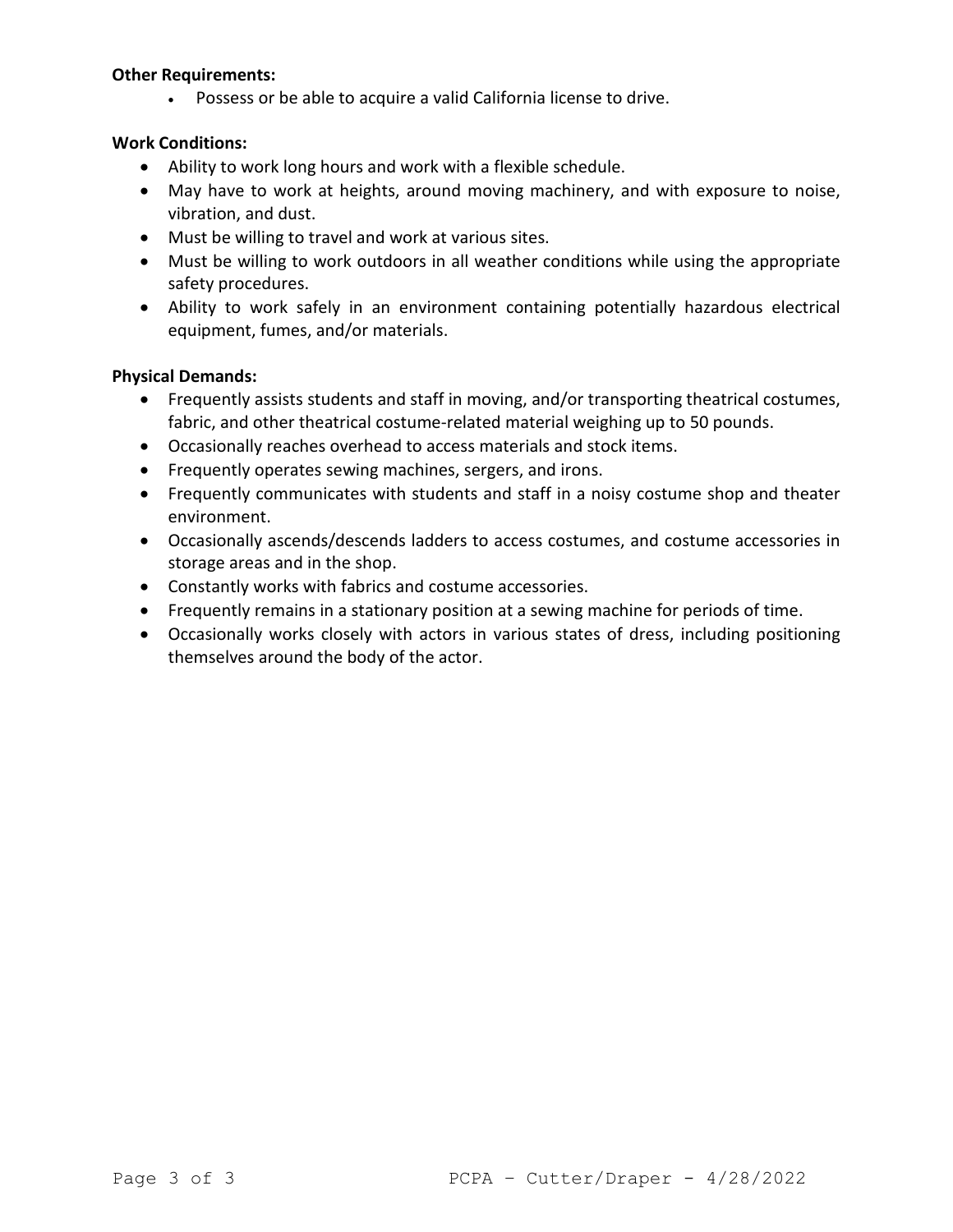**Other Requirements:**

- Possess or be able to acquire a valid California license to drive.

**Work Conditions:**

- Ability to work long hours and work with a flexible schedule.
- May have to work at heights, around moving machinery, and with exposure to noise, vibration, and dust.
- Must be willing to travel and work at various sites.
- Must be willing to work outdoors in all weather conditions while using the appropriate safety procedures.
- Ability to work safely in an environment containing potentially hazardous electrical equipment, fumes, and/or materials.

**Physical Demands:**

- Frequently assists students and staff in moving, and/or transporting theatrical costumes, fabric, and other theatrical costume-related material weighing up to 50 pounds.
- Occasionally reaches overhead to access materials and stock items.
- Frequently operates sewing machines, sergers, and irons.
- Frequently communicates with students and staff in a noisy costume shop and theater environment.
- Occasionally ascends/descends ladders to access costumes, and costume accessories in storage areas and in the shop.
- Constantly works with fabrics and costume accessories.
- Frequently remains in a stationary position at a sewing machine for periods of time.
- Occasionally works closely with actors in various states of dress, including positioning themselves around the body of the actor.